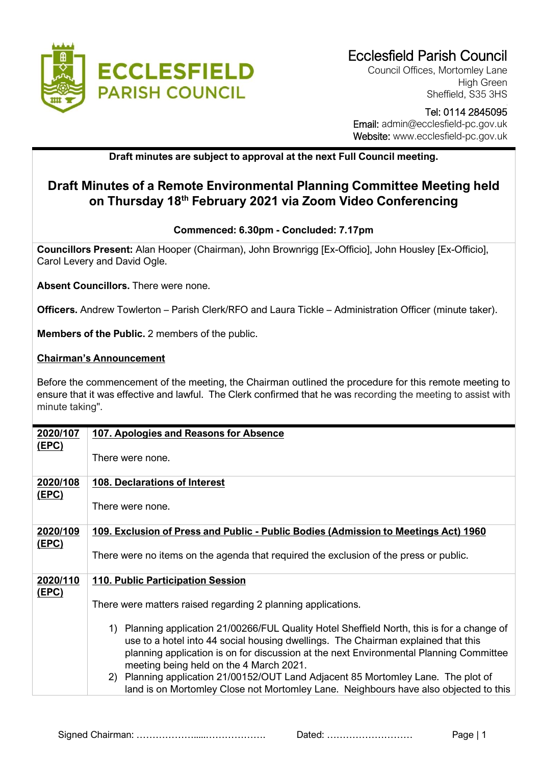**ECCLESFIELD PARISH COUNCIL**

Ecclesfield Parish Council
Council Offices, Mortomley Lane
High Green
Sheffield, S35 3HS

Tel: 0114 2845095
Email: admin@ecclesfield-pc.gov.uk
Website: www.ecclesfield-pc.gov.uk

**Draft minutes are subject to approval at the next Full Council meeting.**

## Draft Minutes of a Remote Environmental Planning Committee Meeting held on Thursday 18th February 2021 via Zoom Video Conferencing

**Commenced: 6.30pm - Concluded: 7.17pm**

**Councillors Present:** Alan Hooper (Chairman), John Brownrigg [Ex-Officio], John Housley [Ex-Officio], Carol Levery and David Ogle.

**Absent Councillors.** There were none.

**Officers.** Andrew Towlerton – Parish Clerk/RFO and Laura Tickle – Administration Officer (minute taker).

**Members of the Public.** 2 members of the public.

**Chairman's Announcement**

Before the commencement of the meeting, the Chairman outlined the procedure for this remote meeting to ensure that it was effective and lawful. The Clerk confirmed that he was recording the meeting to assist with minute taking".

| | |
|---|---|
| **2020/107 (EPC)** | **107. Apologies and Reasons for Absence**<br><br>There were none. |
| **2020/108 (EPC)** | **108. Declarations of Interest**<br><br>There were none. |
| **2020/109 (EPC)** | **109. Exclusion of Press and Public - Public Bodies (Admission to Meetings Act) 1960**<br><br>There were no items on the agenda that required the exclusion of the press or public. |
| **2020/110 (EPC)** | **110. Public Participation Session**<br><br>There were matters raised regarding 2 planning applications.<br><br>1) Planning application 21/00266/FUL Quality Hotel Sheffield North, this is for a change of use to a hotel into 44 social housing dwellings. The Chairman explained that this planning application is on for discussion at the next Environmental Planning Committee meeting being held on the 4 March 2021.<br>2) Planning application 21/00152/OUT Land Adjacent 85 Mortomley Lane. The plot of land is on Mortomley Close not Mortomley Lane. Neighbours have also objected to this |

Signed Chairman: ………………....………………. Dated: ………………………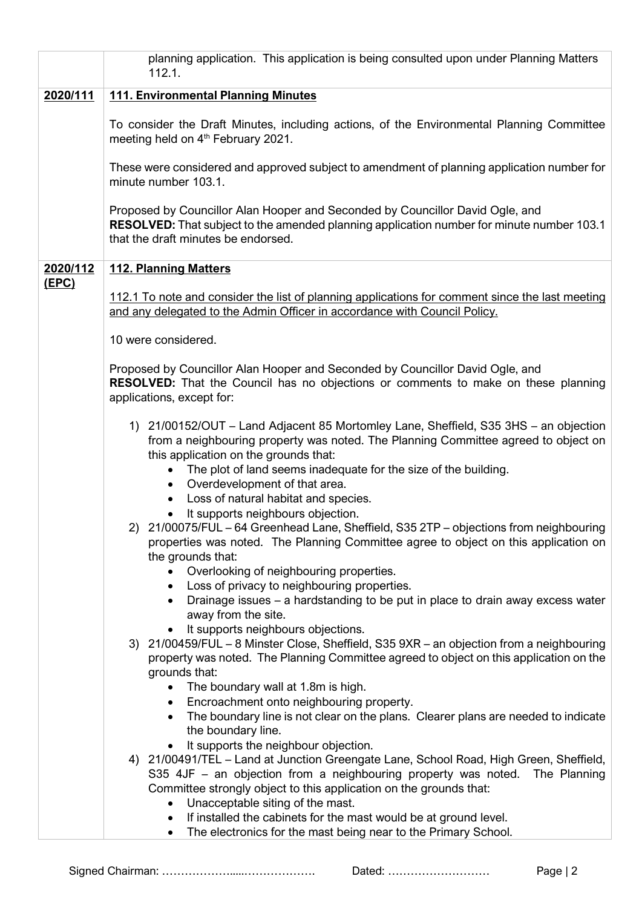| | |
|---|---|
| | planning application. This application is being consulted upon under Planning Matters 112.1. |
| **2020/111** | **111. Environmental Planning Minutes**<br><br>To consider the Draft Minutes, including actions, of the Environmental Planning Committee meeting held on 4th February 2021.<br><br>These were considered and approved subject to amendment of planning application number for minute number 103.1.<br><br>Proposed by Councillor Alan Hooper and Seconded by Councillor David Ogle, and **RESOLVED:** That subject to the amended planning application number for minute number 103.1 that the draft minutes be endorsed. |
| **2020/112 (EPC)** | **112. Planning Matters**<br><br>112.1 To note and consider the list of planning applications for comment since the last meeting and any delegated to the Admin Officer in accordance with Council Policy.<br><br>10 were considered.<br><br>Proposed by Councillor Alan Hooper and Seconded by Councillor David Ogle, and **RESOLVED:** That the Council has no objections or comments to make on these planning applications, except for:<br><br>1) 21/00152/OUT – Land Adjacent 85 Mortomley Lane, Sheffield, S35 3HS – an objection from a neighbouring property was noted. The Planning Committee agreed to object on this application on the grounds that:<br>• The plot of land seems inadequate for the size of the building.<br>• Overdevelopment of that area.<br>• Loss of natural habitat and species.<br>• It supports neighbours objection.<br>2) 21/00075/FUL – 64 Greenhead Lane, Sheffield, S35 2TP – objections from neighbouring properties was noted. The Planning Committee agree to object on this application on the grounds that:<br>• Overlooking of neighbouring properties.<br>• Loss of privacy to neighbouring properties.<br>• Drainage issues – a hardstanding to be put in place to drain away excess water away from the site.<br>• It supports neighbours objections.<br>3) 21/00459/FUL – 8 Minster Close, Sheffield, S35 9XR – an objection from a neighbouring property was noted. The Planning Committee agreed to object on this application on the grounds that:<br>• The boundary wall at 1.8m is high.<br>• Encroachment onto neighbouring property.<br>• The boundary line is not clear on the plans. Clearer plans are needed to indicate the boundary line.<br>• It supports the neighbour objection.<br>4) 21/00491/TEL – Land at Junction Greengate Lane, School Road, High Green, Sheffield, S35 4JF – an objection from a neighbouring property was noted. The Planning Committee strongly object to this application on the grounds that:<br>• Unacceptable siting of the mast.<br>• If installed the cabinets for the mast would be at ground level.<br>• The electronics for the mast being near to the Primary School. |

Signed Chairman: ………………....………………. Dated: ………………………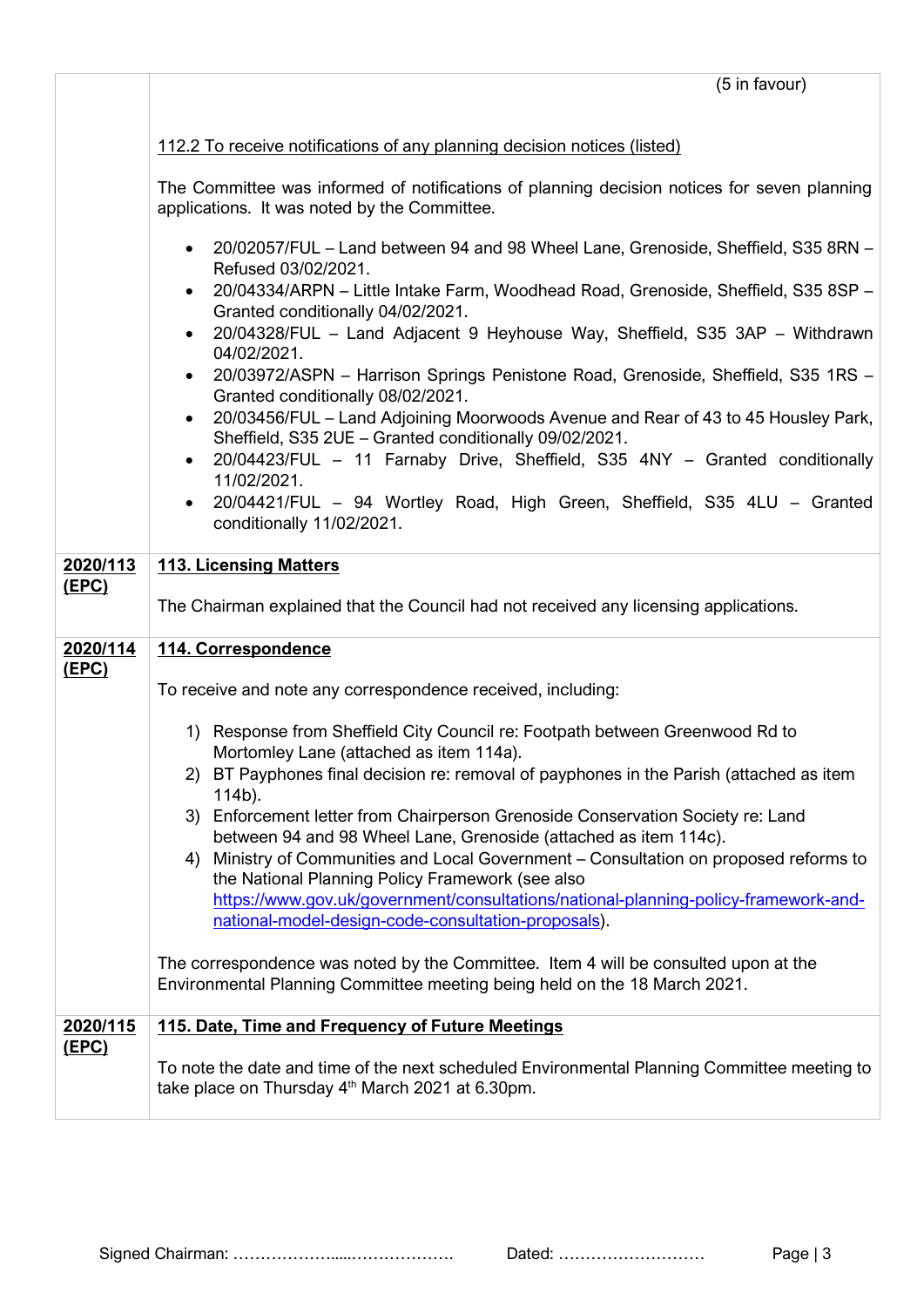| | |
|---|---|
| | (5 in favour)<br><br>112.2 To receive notifications of any planning decision notices (listed)<br><br>The Committee was informed of notifications of planning decision notices for seven planning applications. It was noted by the Committee.<br><br>• 20/02057/FUL – Land between 94 and 98 Wheel Lane, Grenoside, Sheffield, S35 8RN – Refused 03/02/2021.<br>• 20/04334/ARPN – Little Intake Farm, Woodhead Road, Grenoside, Sheffield, S35 8SP – Granted conditionally 04/02/2021.<br>• 20/04328/FUL – Land Adjacent 9 Heyhouse Way, Sheffield, S35 3AP – Withdrawn 04/02/2021.<br>• 20/03972/ASPN – Harrison Springs Penistone Road, Grenoside, Sheffield, S35 1RS – Granted conditionally 08/02/2021.<br>• 20/03456/FUL – Land Adjoining Moorwoods Avenue and Rear of 43 to 45 Housley Park, Sheffield, S35 2UE – Granted conditionally 09/02/2021.<br>• 20/04423/FUL – 11 Farnaby Drive, Sheffield, S35 4NY – Granted conditionally 11/02/2021.<br>• 20/04421/FUL – 94 Wortley Road, High Green, Sheffield, S35 4LU – Granted conditionally 11/02/2021. |
| **2020/113 (EPC)** | **113. Licensing Matters**<br><br>The Chairman explained that the Council had not received any licensing applications. |
| **2020/114 (EPC)** | **114. Correspondence**<br><br>To receive and note any correspondence received, including:<br><br>1) Response from Sheffield City Council re: Footpath between Greenwood Rd to Mortomley Lane (attached as item 114a).<br>2) BT Payphones final decision re: removal of payphones in the Parish (attached as item 114b).<br>3) Enforcement letter from Chairperson Grenoside Conservation Society re: Land between 94 and 98 Wheel Lane, Grenoside (attached as item 114c).<br>4) Ministry of Communities and Local Government – Consultation on proposed reforms to the National Planning Policy Framework (see also https://www.gov.uk/government/consultations/national-planning-policy-framework-and-national-model-design-code-consultation-proposals).<br><br>The correspondence was noted by the Committee. Item 4 will be consulted upon at the Environmental Planning Committee meeting being held on the 18 March 2021. |
| **2020/115 (EPC)** | **115. Date, Time and Frequency of Future Meetings**<br><br>To note the date and time of the next scheduled Environmental Planning Committee meeting to take place on Thursday 4th March 2021 at 6.30pm. |

Signed Chairman: ………………....………………   Dated: ………………………